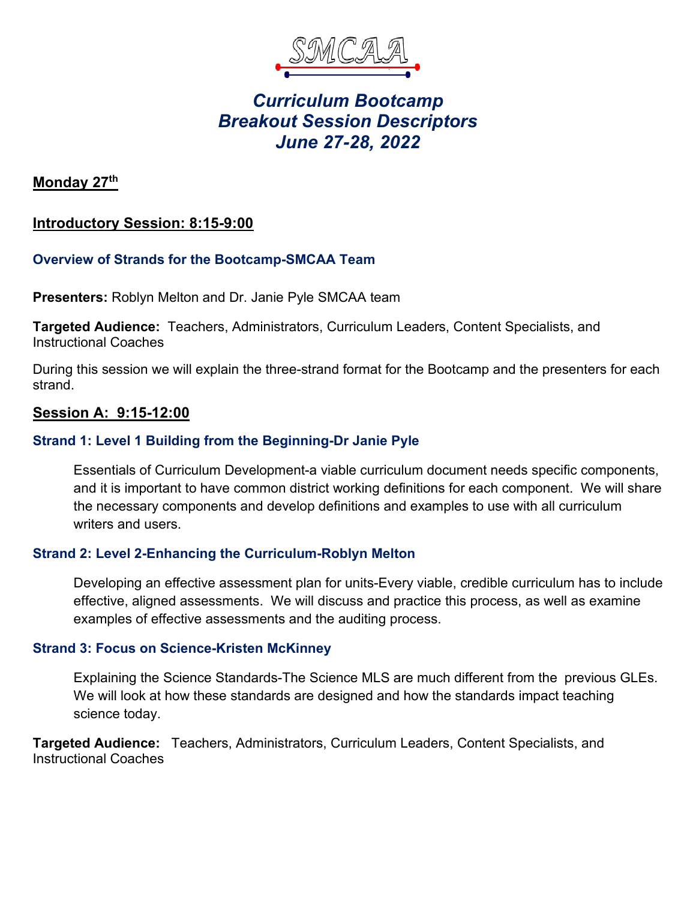# SMCAA

## *Curriculum Bootcamp*
## *Breakout Session Descriptors*
## *June 27-28, 2022*

**Monday 27th**

**Introductory Session: 8:15-9:00**

### Overview of Strands for the Bootcamp-SMCAA Team

**Presenters:** Roblyn Melton and Dr. Janie Pyle SMCAA team

**Targeted Audience:** Teachers, Administrators, Curriculum Leaders, Content Specialists, and Instructional Coaches

During this session we will explain the three-strand format for the Bootcamp and the presenters for each strand.

**Session A: 9:15-12:00**

### Strand 1: Level 1 Building from the Beginning-Dr Janie Pyle

Essentials of Curriculum Development-a viable curriculum document needs specific components, and it is important to have common district working definitions for each component. We will share the necessary components and develop definitions and examples to use with all curriculum writers and users.

### Strand 2: Level 2-Enhancing the Curriculum-Roblyn Melton

Developing an effective assessment plan for units-Every viable, credible curriculum has to include effective, aligned assessments. We will discuss and practice this process, as well as examine examples of effective assessments and the auditing process.

### Strand 3: Focus on Science-Kristen McKinney

Explaining the Science Standards-The Science MLS are much different from the previous GLEs. We will look at how these standards are designed and how the standards impact teaching science today.

**Targeted Audience:** Teachers, Administrators, Curriculum Leaders, Content Specialists, and Instructional Coaches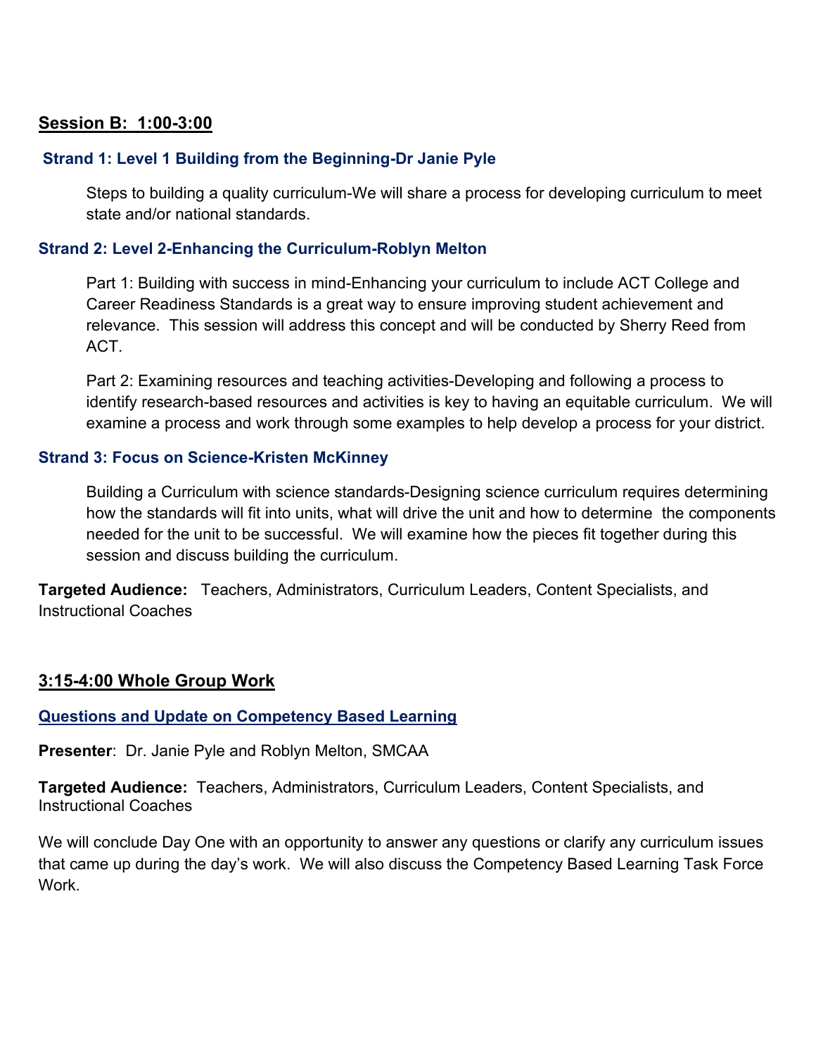## Session B: 1:00-3:00

### Strand 1: Level 1 Building from the Beginning-Dr Janie Pyle

Steps to building a quality curriculum-We will share a process for developing curriculum to meet state and/or national standards.

### Strand 2: Level 2-Enhancing the Curriculum-Roblyn Melton

Part 1: Building with success in mind-Enhancing your curriculum to include ACT College and Career Readiness Standards is a great way to ensure improving student achievement and relevance. This session will address this concept and will be conducted by Sherry Reed from ACT.

Part 2: Examining resources and teaching activities-Developing and following a process to identify research-based resources and activities is key to having an equitable curriculum. We will examine a process and work through some examples to help develop a process for your district.

### Strand 3: Focus on Science-Kristen McKinney

Building a Curriculum with science standards-Designing science curriculum requires determining how the standards will fit into units, what will drive the unit and how to determine the components needed for the unit to be successful. We will examine how the pieces fit together during this session and discuss building the curriculum.

**Targeted Audience:** Teachers, Administrators, Curriculum Leaders, Content Specialists, and Instructional Coaches

## 3:15-4:00 Whole Group Work

### Questions and Update on Competency Based Learning

**Presenter**: Dr. Janie Pyle and Roblyn Melton, SMCAA

**Targeted Audience:** Teachers, Administrators, Curriculum Leaders, Content Specialists, and Instructional Coaches

We will conclude Day One with an opportunity to answer any questions or clarify any curriculum issues that came up during the day's work. We will also discuss the Competency Based Learning Task Force Work.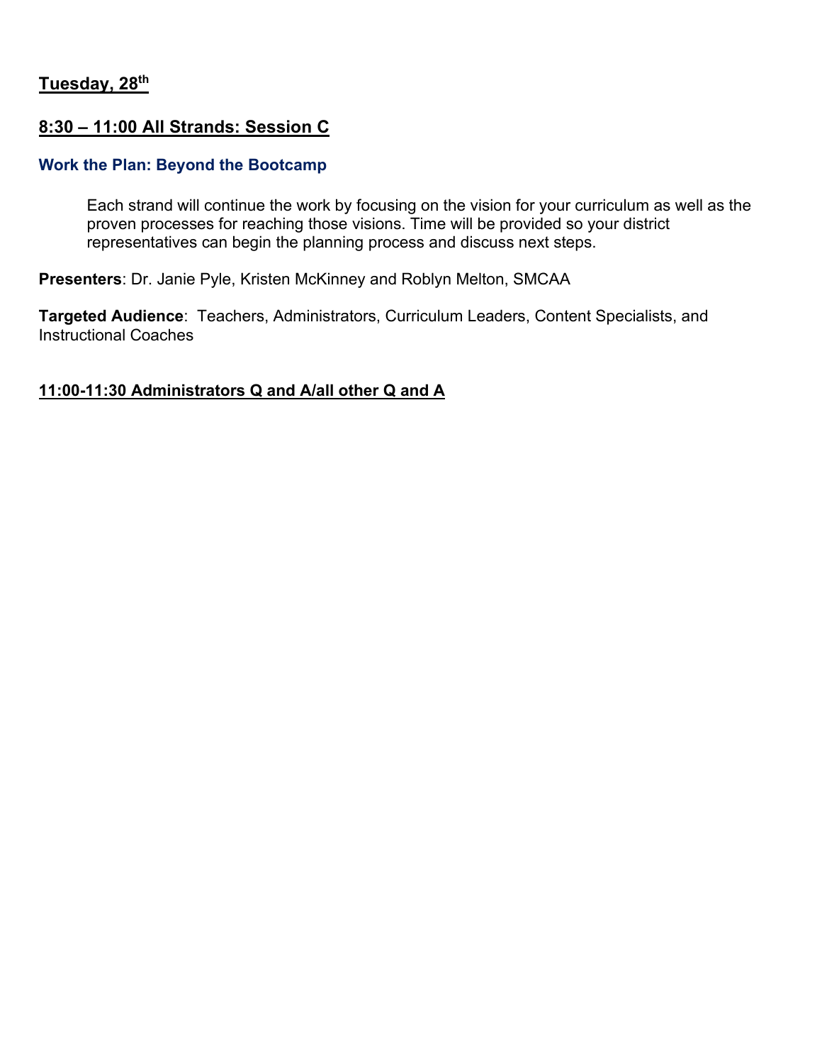## Tuesday, 28th

### 8:30 – 11:00 All Strands: Session C

**Work the Plan: Beyond the Bootcamp**

Each strand will continue the work by focusing on the vision for your curriculum as well as the proven processes for reaching those visions. Time will be provided so your district representatives can begin the planning process and discuss next steps.

**Presenters**: Dr. Janie Pyle, Kristen McKinney and Roblyn Melton, SMCAA

**Targeted Audience**: Teachers, Administrators, Curriculum Leaders, Content Specialists, and Instructional Coaches

### 11:00-11:30 Administrators Q and A/all other Q and A